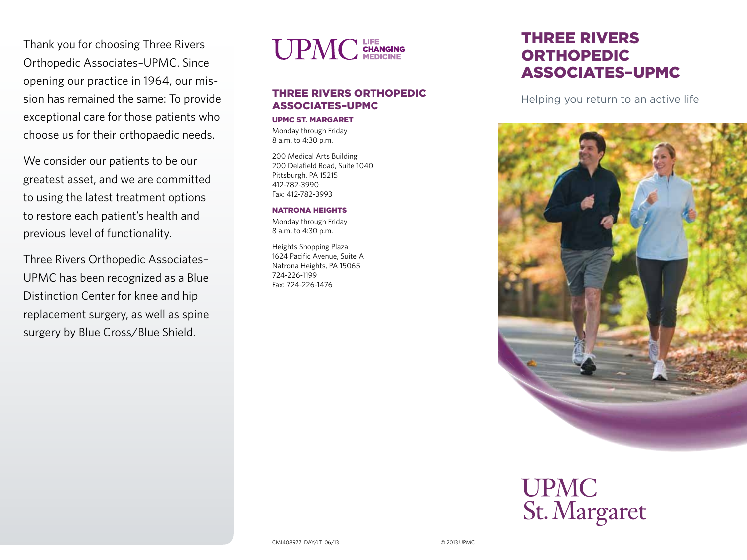Thank you for choosing Three Rivers Orthopedic Associates–UPMC. Since opening our practice in 1964, our mission has remained the same: To provide exceptional care for those patients who choose us for their orthopaedic needs.

We consider our patients to be our greatest asset, and we are committed to using the latest treatment options to restore each patient's health and previous level of functionality.

Three Rivers Orthopedic Associates–UPMC has been recognized as a Blue Distinction Center for knee and hip replacement surgery, as well as spine surgery by Blue Cross/Blue Shield.

UPMC LIFE CHANGING MEDICINE

## THREE RIVERS ORTHOPEDIC ASSOCIATES–UPMC

### UPMC ST. MARGARET

Monday through Friday
8 a.m. to 4:30 p.m.

200 Medical Arts Building
200 Delafield Road, Suite 1040
Pittsburgh, PA 15215
412-782-3990
Fax: 412-782-3993

### NATRONA HEIGHTS

Monday through Friday
8 a.m. to 4:30 p.m.

Heights Shopping Plaza
1624 Pacific Avenue, Suite A
Natrona Heights, PA 15065
724-226-1199
Fax: 724-226-1476

CMI408977 DAY/JT 06/13

© 2013 UPMC

# THREE RIVERS ORTHOPEDIC ASSOCIATES–UPMC

Helping you return to an active life

UPMC St. Margaret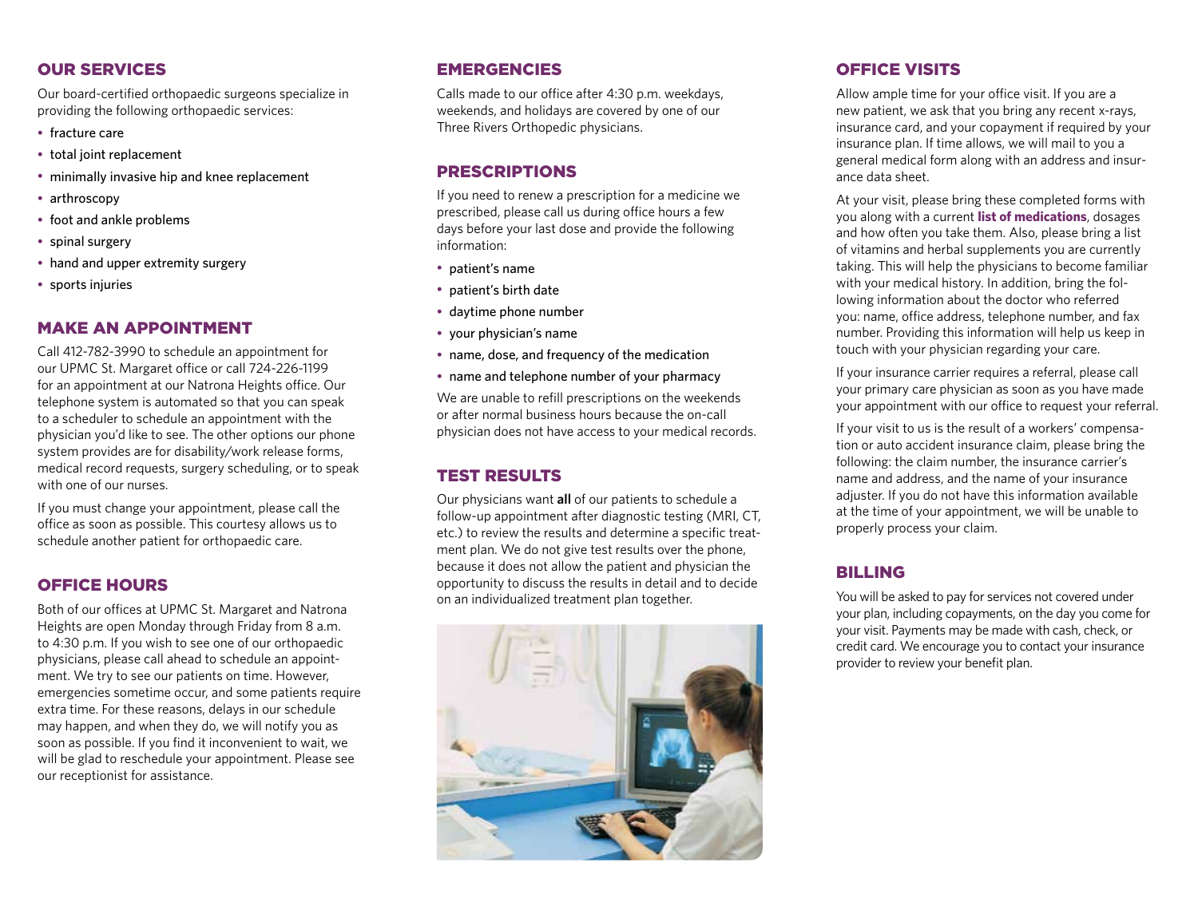## OUR SERVICES

Our board-certified orthopaedic surgeons specialize in providing the following orthopaedic services:

- fracture care
- total joint replacement
- minimally invasive hip and knee replacement
- arthroscopy
- foot and ankle problems
- spinal surgery
- hand and upper extremity surgery
- sports injuries

## MAKE AN APPOINTMENT

Call 412-782-3990 to schedule an appointment for our UPMC St. Margaret office or call 724-226-1199 for an appointment at our Natrona Heights office. Our telephone system is automated so that you can speak to a scheduler to schedule an appointment with the physician you'd like to see. The other options our phone system provides are for disability/work release forms, medical record requests, surgery scheduling, or to speak with one of our nurses.

If you must change your appointment, please call the office as soon as possible. This courtesy allows us to schedule another patient for orthopaedic care.

## OFFICE HOURS

Both of our offices at UPMC St. Margaret and Natrona Heights are open Monday through Friday from 8 a.m. to 4:30 p.m. If you wish to see one of our orthopaedic physicians, please call ahead to schedule an appointment. We try to see our patients on time. However, emergencies sometime occur, and some patients require extra time. For these reasons, delays in our schedule may happen, and when they do, we will notify you as soon as possible. If you find it inconvenient to wait, we will be glad to reschedule your appointment. Please see our receptionist for assistance.

## EMERGENCIES

Calls made to our office after 4:30 p.m. weekdays, weekends, and holidays are covered by one of our Three Rivers Orthopedic physicians.

## PRESCRIPTIONS

If you need to renew a prescription for a medicine we prescribed, please call us during office hours a few days before your last dose and provide the following information:

- patient's name
- patient's birth date
- daytime phone number
- your physician's name
- name, dose, and frequency of the medication
- name and telephone number of your pharmacy

We are unable to refill prescriptions on the weekends or after normal business hours because the on-call physician does not have access to your medical records.

## TEST RESULTS

Our physicians want **all** of our patients to schedule a follow-up appointment after diagnostic testing (MRI, CT, etc.) to review the results and determine a specific treatment plan. We do not give test results over the phone, because it does not allow the patient and physician the opportunity to discuss the results in detail and to decide on an individualized treatment plan together.

## OFFICE VISITS

Allow ample time for your office visit. If you are a new patient, we ask that you bring any recent x-rays, insurance card, and your copayment if required by your insurance plan. If time allows, we will mail to you a general medical form along with an address and insurance data sheet.

At your visit, please bring these completed forms with you along with a current **list of medications**, dosages and how often you take them. Also, please bring a list of vitamins and herbal supplements you are currently taking. This will help the physicians to become familiar with your medical history. In addition, bring the following information about the doctor who referred you: name, office address, telephone number, and fax number. Providing this information will help us keep in touch with your physician regarding your care.

If your insurance carrier requires a referral, please call your primary care physician as soon as you have made your appointment with our office to request your referral.

If your visit to us is the result of a workers' compensation or auto accident insurance claim, please bring the following: the claim number, the insurance carrier's name and address, and the name of your insurance adjuster. If you do not have this information available at the time of your appointment, we will be unable to properly process your claim.

## BILLING

You will be asked to pay for services not covered under your plan, including copayments, on the day you come for your visit. Payments may be made with cash, check, or credit card. We encourage you to contact your insurance provider to review your benefit plan.